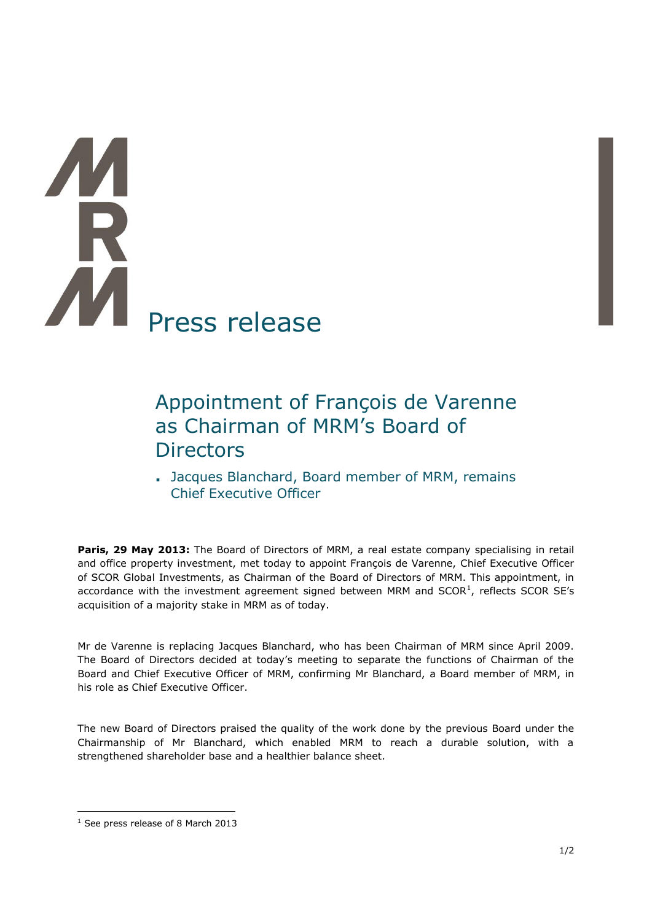# Press release

## Appointment of François de Varenne as Chairman of MRM's Board of Directors

- Jacques Blanchard, Board member of MRM, remains Chief Executive Officer

**Paris, 29 May 2013:** The Board of Directors of MRM, a real estate company specialising in retail and office property investment, met today to appoint François de Varenne, Chief Executive Officer of SCOR Global Investments, as Chairman of the Board of Directors of MRM. This appointment, in accordance with the investment agreement signed between MRM and SCOR[1], reflects SCOR SE's acquisition of a majority stake in MRM as of today.

Mr de Varenne is replacing Jacques Blanchard, who has been Chairman of MRM since April 2009. The Board of Directors decided at today's meeting to separate the functions of Chairman of the Board and Chief Executive Officer of MRM, confirming Mr Blanchard, a Board member of MRM, in his role as Chief Executive Officer.

The new Board of Directors praised the quality of the work done by the previous Board under the Chairmanship of Mr Blanchard, which enabled MRM to reach a durable solution, with a strengthened shareholder base and a healthier balance sheet.

---

[1] See press release of 8 March 2013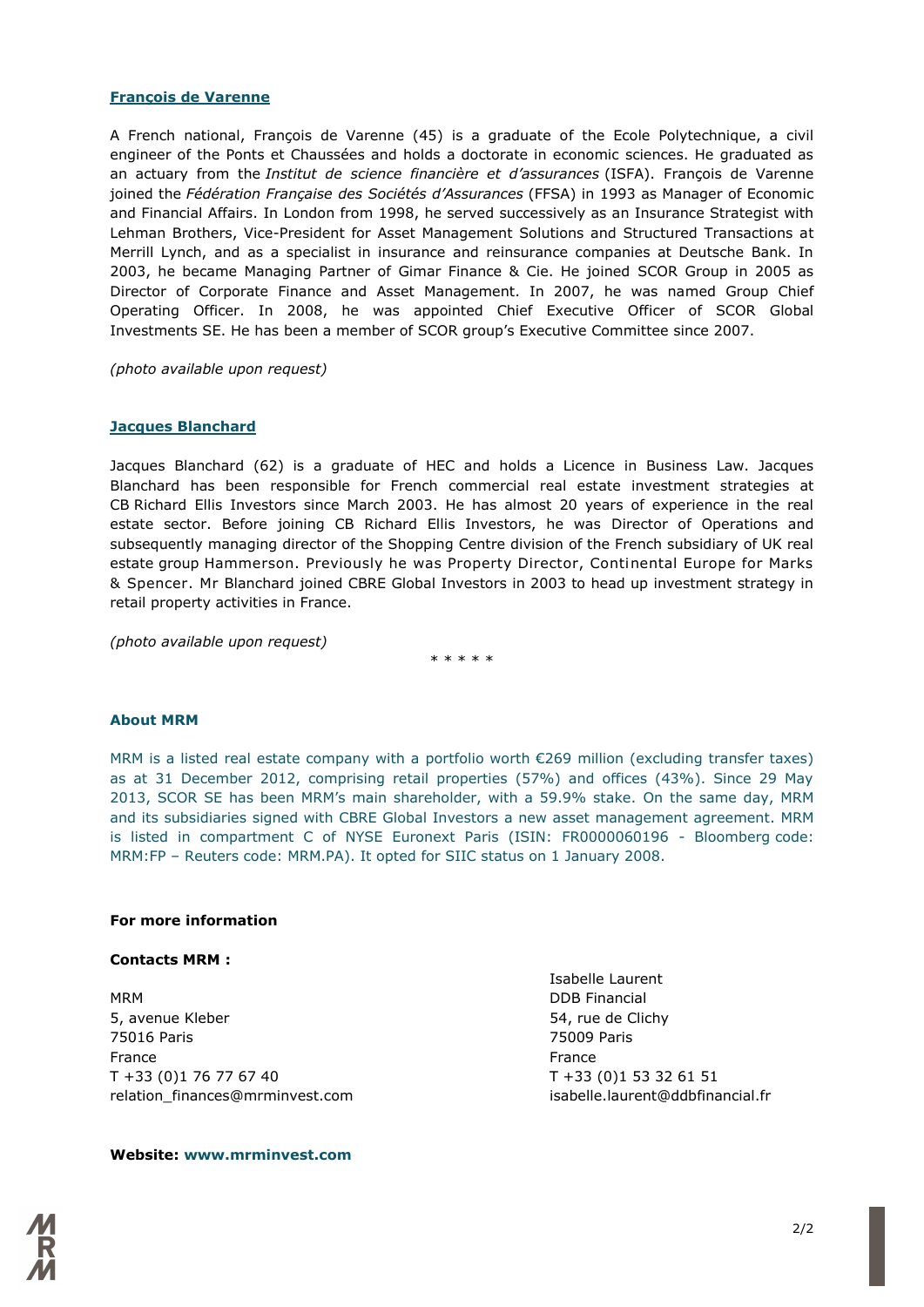**François de Varenne**

A French national, François de Varenne (45) is a graduate of the Ecole Polytechnique, a civil engineer of the Ponts et Chaussées and holds a doctorate in economic sciences. He graduated as an actuary from the *Institut de science financière et d'assurances* (ISFA). François de Varenne joined the *Fédération Française des Sociétés d'Assurances* (FFSA) in 1993 as Manager of Economic and Financial Affairs. In London from 1998, he served successively as an Insurance Strategist with Lehman Brothers, Vice-President for Asset Management Solutions and Structured Transactions at Merrill Lynch, and as a specialist in insurance and reinsurance companies at Deutsche Bank. In 2003, he became Managing Partner of Gimar Finance & Cie. He joined SCOR Group in 2005 as Director of Corporate Finance and Asset Management. In 2007, he was named Group Chief Operating Officer. In 2008, he was appointed Chief Executive Officer of SCOR Global Investments SE. He has been a member of SCOR group's Executive Committee since 2007.

*(photo available upon request)*

**Jacques Blanchard**

Jacques Blanchard (62) is a graduate of HEC and holds a Licence in Business Law. Jacques Blanchard has been responsible for French commercial real estate investment strategies at CB Richard Ellis Investors since March 2003. He has almost 20 years of experience in the real estate sector. Before joining CB Richard Ellis Investors, he was Director of Operations and subsequently managing director of the Shopping Centre division of the French subsidiary of UK real estate group Hammerson. Previously he was Property Director, Continental Europe for Marks & Spencer. Mr Blanchard joined CBRE Global Investors in 2003 to head up investment strategy in retail property activities in France.

*(photo available upon request)*

\* \* \* \* \*

**About MRM**

MRM is a listed real estate company with a portfolio worth €269 million (excluding transfer taxes) as at 31 December 2012, comprising retail properties (57%) and offices (43%). Since 29 May 2013, SCOR SE has been MRM's main shareholder, with a 59.9% stake. On the same day, MRM and its subsidiaries signed with CBRE Global Investors a new asset management agreement. MRM is listed in compartment C of NYSE Euronext Paris (ISIN: FR0000060196 - Bloomberg code: MRM:FP – Reuters code: MRM.PA). It opted for SIIC status on 1 January 2008.

**For more information**

**Contacts MRM :**

MRM
5, avenue Kleber
75016 Paris
France
T +33 (0)1 76 77 67 40
relation_finances@mrminvest.com

Isabelle Laurent
DDB Financial
54, rue de Clichy
75009 Paris
France
T +33 (0)1 53 32 61 51
isabelle.laurent@ddbfinancial.fr

**Website: www.mrminvest.com**